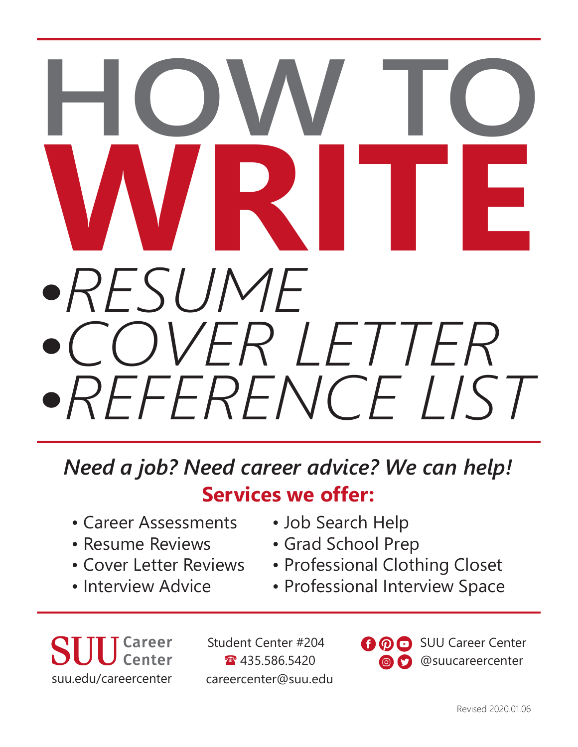# HOW TO WRITE

- *RESUME*
- *COVER LETTER*
- *REFERENCE LIST*

***Need a job? Need career advice? We can help!***

**Services we offer:**

- Career Assessments
- Resume Reviews
- Cover Letter Reviews
- Interview Advice
- Job Search Help
- Grad School Prep
- Professional Clothing Closet
- Professional Interview Space

SUU Career Center
suu.edu/careercenter

Student Center #204
☎ 435.586.5420
careercenter@suu.edu

SUU Career Center
@suucareercenter

Revised 2020.01.06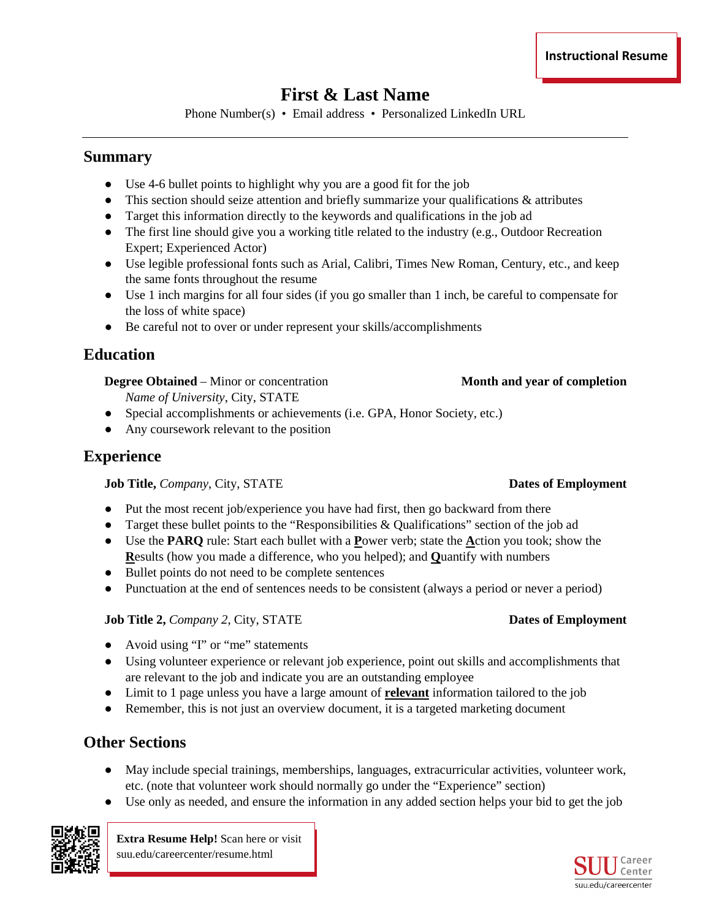**Instructional Resume**

# First & Last Name

Phone Number(s) • Email address • Personalized LinkedIn URL

---

## Summary

- Use 4-6 bullet points to highlight why you are a good fit for the job
- This section should seize attention and briefly summarize your qualifications & attributes
- Target this information directly to the keywords and qualifications in the job ad
- The first line should give you a working title related to the industry (e.g., Outdoor Recreation Expert; Experienced Actor)
- Use legible professional fonts such as Arial, Calibri, Times New Roman, Century, etc., and keep the same fonts throughout the resume
- Use 1 inch margins for all four sides (if you go smaller than 1 inch, be careful to compensate for the loss of white space)
- Be careful not to over or under represent your skills/accomplishments

## Education

**Degree Obtained** – Minor or concentration **Month and year of completion**
*Name of University*, City, STATE

- Special accomplishments or achievements (i.e. GPA, Honor Society, etc.)
- Any coursework relevant to the position

## Experience

**Job Title,** *Company*, City, STATE **Dates of Employment**

- Put the most recent job/experience you have had first, then go backward from there
- Target these bullet points to the "Responsibilities & Qualifications" section of the job ad
- Use the **PARQ** rule: Start each bullet with a **P**ower verb; state the **A**ction you took; show the **R**esults (how you made a difference, who you helped); and **Q**uantify with numbers
- Bullet points do not need to be complete sentences
- Punctuation at the end of sentences needs to be consistent (always a period or never a period)

**Job Title 2,** *Company 2*, City, STATE **Dates of Employment**

- Avoid using "I" or "me" statements
- Using volunteer experience or relevant job experience, point out skills and accomplishments that are relevant to the job and indicate you are an outstanding employee
- Limit to 1 page unless you have a large amount of **relevant** information tailored to the job
- Remember, this is not just an overview document, it is a targeted marketing document

## Other Sections

- May include special trainings, memberships, languages, extracurricular activities, volunteer work, etc. (note that volunteer work should normally go under the "Experience" section)
- Use only as needed, and ensure the information in any added section helps your bid to get the job

**Extra Resume Help!** Scan here or visit suu.edu/careercenter/resume.html

SUU Career Center
suu.edu/careercenter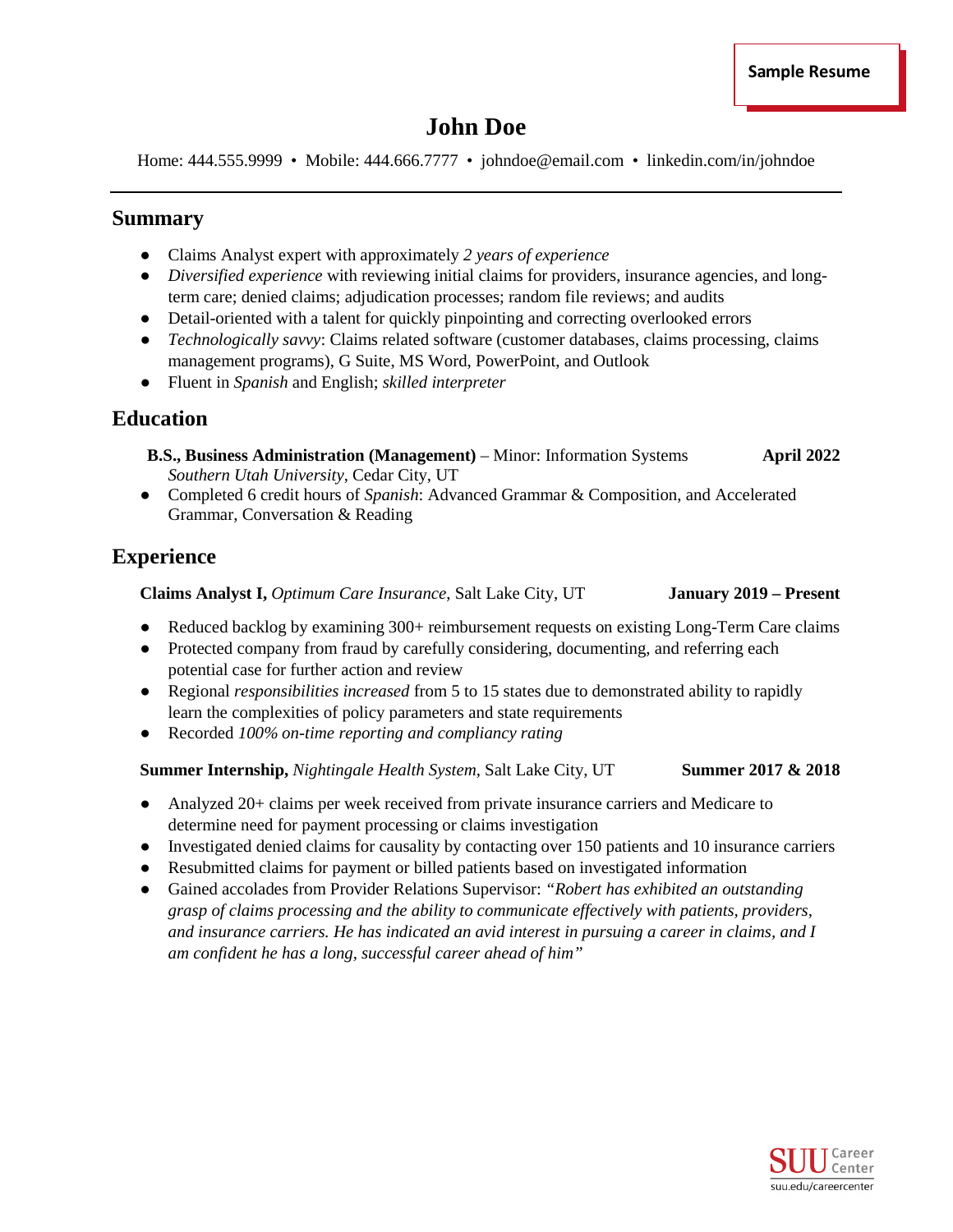Sample Resume

# John Doe

Home: 444.555.9999 • Mobile: 444.666.7777 • johndoe@email.com • linkedin.com/in/johndoe

## Summary

- Claims Analyst expert with approximately *2 years of experience*
- *Diversified experience* with reviewing initial claims for providers, insurance agencies, and long-term care; denied claims; adjudication processes; random file reviews; and audits
- Detail-oriented with a talent for quickly pinpointing and correcting overlooked errors
- *Technologically savvy*: Claims related software (customer databases, claims processing, claims management programs), G Suite, MS Word, PowerPoint, and Outlook
- Fluent in *Spanish* and English; *skilled interpreter*

## Education

**B.S., Business Administration (Management)** – Minor: Information Systems **April 2022**
*Southern Utah University*, Cedar City, UT

- Completed 6 credit hours of *Spanish*: Advanced Grammar & Composition, and Accelerated Grammar, Conversation & Reading

## Experience

**Claims Analyst I,** *Optimum Care Insurance*, Salt Lake City, UT **January 2019 – Present**

- Reduced backlog by examining 300+ reimbursement requests on existing Long-Term Care claims
- Protected company from fraud by carefully considering, documenting, and referring each potential case for further action and review
- Regional *responsibilities increased* from 5 to 15 states due to demonstrated ability to rapidly learn the complexities of policy parameters and state requirements
- Recorded *100% on-time reporting and compliancy rating*

**Summer Internship,** *Nightingale Health System*, Salt Lake City, UT **Summer 2017 & 2018**

- Analyzed 20+ claims per week received from private insurance carriers and Medicare to determine need for payment processing or claims investigation
- Investigated denied claims for causality by contacting over 150 patients and 10 insurance carriers
- Resubmitted claims for payment or billed patients based on investigated information
- Gained accolades from Provider Relations Supervisor: *"Robert has exhibited an outstanding grasp of claims processing and the ability to communicate effectively with patients, providers, and insurance carriers. He has indicated an avid interest in pursuing a career in claims, and I am confident he has a long, successful career ahead of him"*

SUU Career Center
suu.edu/careercenter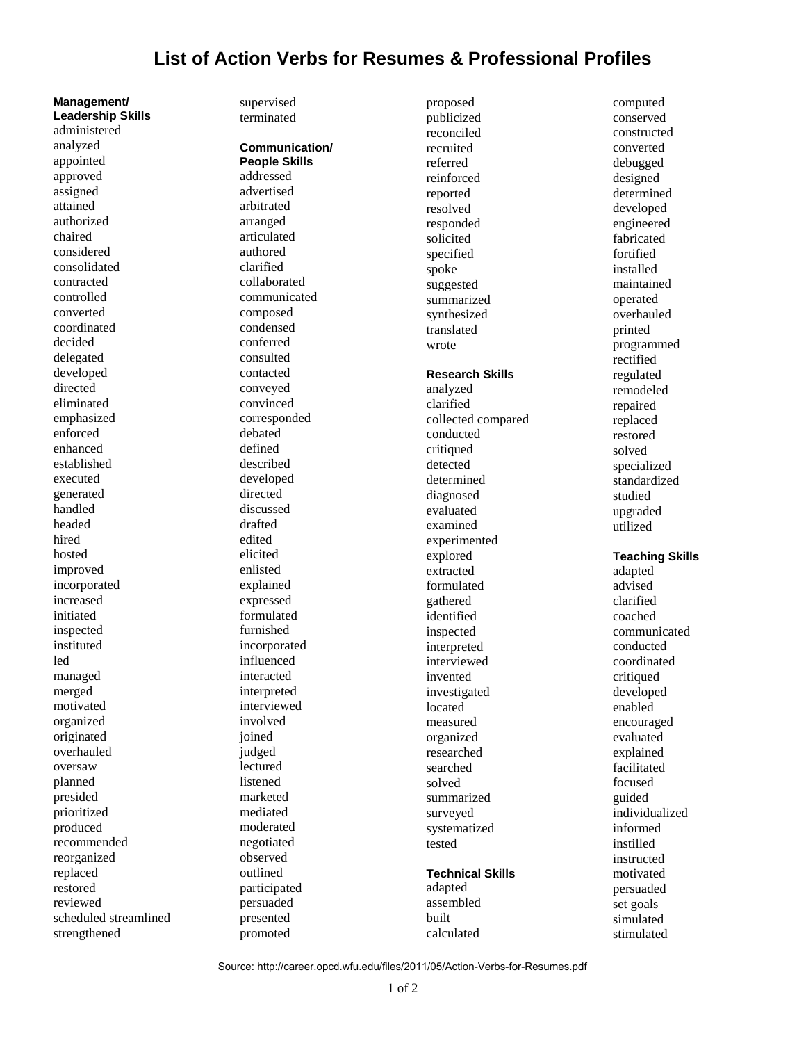# List of Action Verbs for Resumes & Professional Profiles

**Management/ Leadership Skills**

administered
analyzed
appointed
approved
assigned
attained
authorized
chaired
considered
consolidated
contracted
controlled
converted
coordinated
decided
delegated
developed
directed
eliminated
emphasized
enforced
enhanced
established
executed
generated
handled
headed
hired
hosted
improved
incorporated
increased
initiated
inspected
instituted
led
managed
merged
motivated
organized
originated
overhauled
oversaw
planned
presided
prioritized
produced
recommended
reorganized
replaced
restored
reviewed
scheduled streamlined
strengthened
supervised
terminated

**Communication/ People Skills**

addressed
advertised
arbitrated
arranged
articulated
authored
clarified
collaborated
communicated
composed
condensed
conferred
consulted
contacted
conveyed
convinced
corresponded
debated
defined
described
developed
directed
discussed
drafted
edited
elicited
enlisted
explained
expressed
formulated
furnished
incorporated
influenced
interacted
interpreted
interviewed
involved
joined
judged
lectured
listened
marketed
mediated
moderated
negotiated
observed
outlined
participated
persuaded
presented
promoted
proposed
publicized
reconciled
recruited
referred
reinforced
reported
resolved
responded
solicited
specified
spoke
suggested
summarized
synthesized
translated
wrote

**Research Skills**

analyzed
clarified
collected compared
conducted
critiqued
detected
determined
diagnosed
evaluated
examined
experimented
explored
extracted
formulated
gathered
identified
inspected
interpreted
interviewed
invented
investigated
located
measured
organized
researched
searched
solved
summarized
surveyed
systematized
tested

**Technical Skills**

adapted
assembled
built
calculated
computed
conserved
constructed
converted
debugged
designed
determined
developed
engineered
fabricated
fortified
installed
maintained
operated
overhauled
printed
programmed
rectified
regulated
remodeled
repaired
replaced
restored
solved
specialized
standardized
studied
upgraded
utilized

**Teaching Skills**

adapted
advised
clarified
coached
communicated
conducted
coordinated
critiqued
developed
enabled
encouraged
evaluated
explained
facilitated
focused
guided
individualized
informed
instilled
instructed
motivated
persuaded
set goals
simulated
stimulated

Source: http://career.opcd.wfu.edu/files/2011/05/Action-Verbs-for-Resumes.pdf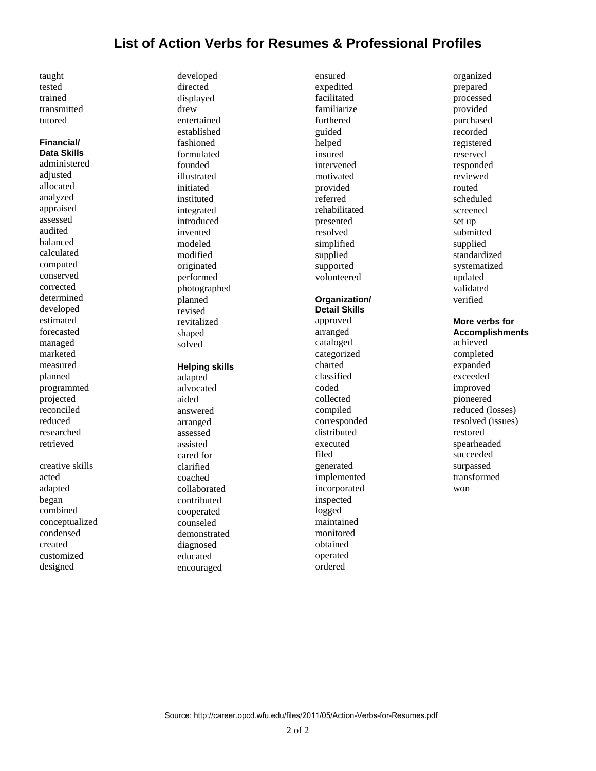# List of Action Verbs for Resumes & Professional Profiles

taught
tested
trained
transmitted
tutored

**Financial/ Data Skills**

administered
adjusted
allocated
analyzed
appraised
assessed
audited
balanced
calculated
computed
conserved
corrected
determined
developed
estimated
forecasted
managed
marketed
measured
planned
programmed
projected
reconciled
reduced
researched
retrieved

creative skills

acted
adapted
began
combined
conceptualized
condensed
created
customized
designed
developed
directed
displayed
drew
entertained
established
fashioned
formulated
founded
illustrated
initiated
instituted
integrated
introduced
invented
modeled
modified
originated
performed
photographed
planned
revised
revitalized
shaped
solved

**Helping skills**

adapted
advocated
aided
answered
arranged
assessed
assisted
cared for
clarified
coached
collaborated
contributed
cooperated
counseled
demonstrated
diagnosed
educated
encouraged
ensured
expedited
facilitated
familiarize
furthered
guided
helped
insured
intervened
motivated
provided
referred
rehabilitated
presented
resolved
simplified
supplied
supported
volunteered

**Organization/ Detail Skills**

approved
arranged
cataloged
categorized
charted
classified
coded
collected
compiled
corresponded
distributed
executed
filed
generated
implemented
incorporated
inspected
logged
maintained
monitored
obtained
operated
ordered
organized
prepared
processed
provided
purchased
recorded
registered
reserved
responded
reviewed
routed
scheduled
screened
set up
submitted
supplied
standardized
systematized
updated
validated
verified

**More verbs for Accomplishments**

achieved
completed
expanded
exceeded
improved
pioneered
reduced (losses)
resolved (issues)
restored
spearheaded
succeeded
surpassed
transformed
won

Source: http://career.opcd.wfu.edu/files/2011/05/Action-Verbs-for-Resumes.pdf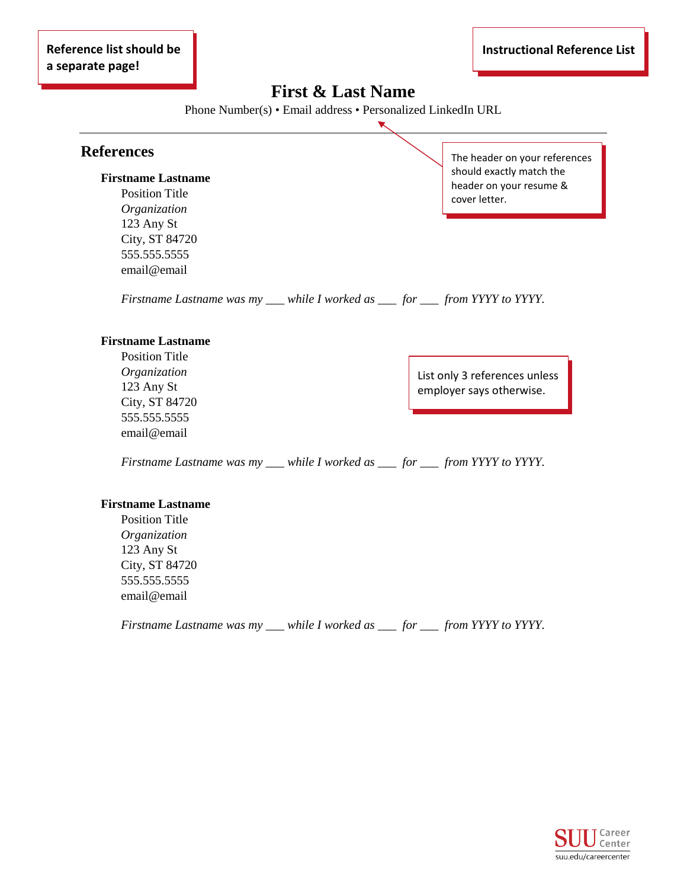**Reference list should be a separate page!**

**Instructional Reference List**

# First & Last Name

Phone Number(s) • Email address • Personalized LinkedIn URL

The header on your references should exactly match the header on your resume & cover letter.

---

## References

**Firstname Lastname**
Position Title
*Organization*
123 Any St
City, ST 84720
555.555.5555
email@email

*Firstname Lastname was my ___ while I worked as ___ for ___ from YYYY to YYYY.*

**Firstname Lastname**
Position Title
*Organization*
123 Any St
City, ST 84720
555.555.5555
email@email

List only 3 references unless employer says otherwise.

*Firstname Lastname was my ___ while I worked as ___ for ___ from YYYY to YYYY.*

**Firstname Lastname**
Position Title
*Organization*
123 Any St
City, ST 84720
555.555.5555
email@email

*Firstname Lastname was my ___ while I worked as ___ for ___ from YYYY to YYYY.*

SUU Career Center
suu.edu/careercenter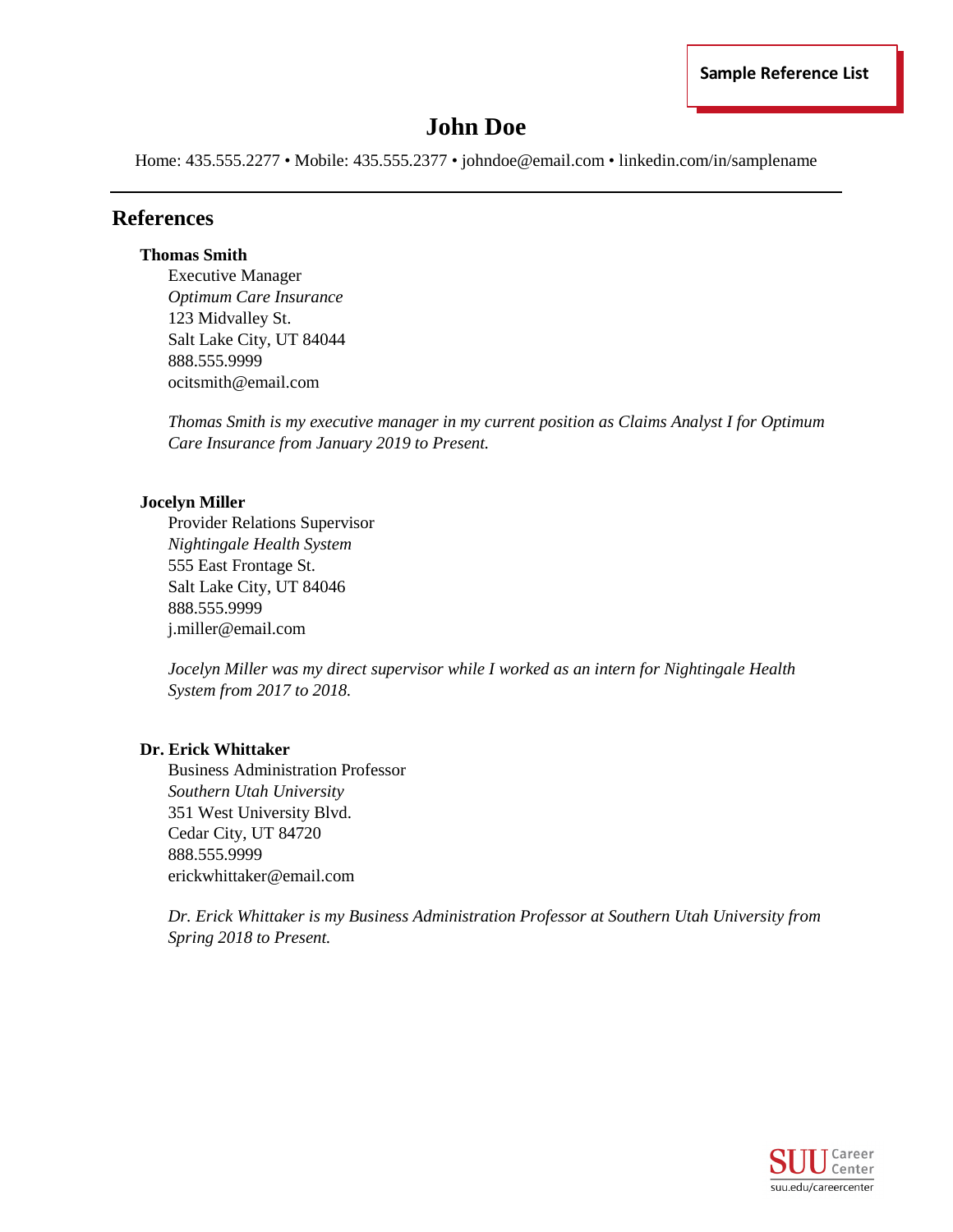Sample Reference List

# John Doe

Home: 435.555.2277 • Mobile: 435.555.2377 • johndoe@email.com • linkedin.com/in/samplename

## References

**Thomas Smith**
Executive Manager
*Optimum Care Insurance*
123 Midvalley St.
Salt Lake City, UT 84044
888.555.9999
ocitsmith@email.com

*Thomas Smith is my executive manager in my current position as Claims Analyst I for Optimum Care Insurance from January 2019 to Present.*

**Jocelyn Miller**
Provider Relations Supervisor
*Nightingale Health System*
555 East Frontage St.
Salt Lake City, UT 84046
888.555.9999
j.miller@email.com

*Jocelyn Miller was my direct supervisor while I worked as an intern for Nightingale Health System from 2017 to 2018.*

**Dr. Erick Whittaker**
Business Administration Professor
*Southern Utah University*
351 West University Blvd.
Cedar City, UT 84720
888.555.9999
erickwhittaker@email.com

*Dr. Erick Whittaker is my Business Administration Professor at Southern Utah University from Spring 2018 to Present.*

SUU Career Center
suu.edu/careercenter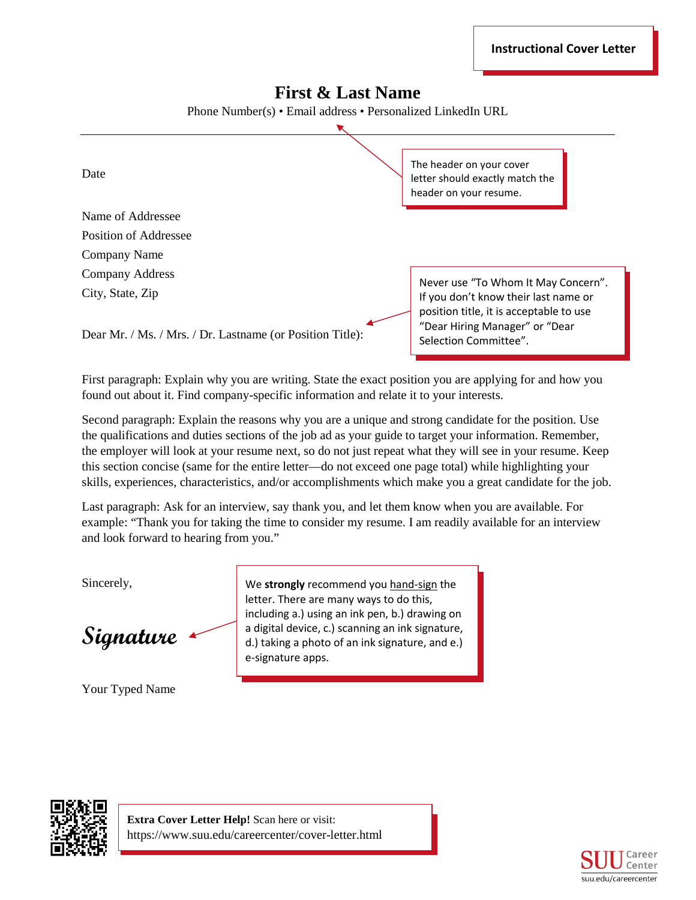**Instructional Cover Letter**

# First & Last Name

Phone Number(s) • Email address • Personalized LinkedIn URL

---

> The header on your cover letter should exactly match the header on your resume.

Date

Name of Addressee
Position of Addressee
Company Name
Company Address
City, State, Zip

> Never use "To Whom It May Concern". If you don't know their last name or position title, it is acceptable to use "Dear Hiring Manager" or "Dear Selection Committee".

Dear Mr. / Ms. / Mrs. / Dr. Lastname (or Position Title):

First paragraph: Explain why you are writing. State the exact position you are applying for and how you found out about it. Find company-specific information and relate it to your interests.

Second paragraph: Explain the reasons why you are a unique and strong candidate for the position. Use the qualifications and duties sections of the job ad as your guide to target your information. Remember, the employer will look at your resume next, so do not just repeat what they will see in your resume. Keep this section concise (same for the entire letter—do not exceed one page total) while highlighting your skills, experiences, characteristics, and/or accomplishments which make you a great candidate for the job.

Last paragraph: Ask for an interview, say thank you, and let them know when you are available. For example: "Thank you for taking the time to consider my resume. I am readily available for an interview and look forward to hearing from you."

Sincerely,

*Signature*

> We **strongly** recommend you hand-sign the letter. There are many ways to do this, including a.) using an ink pen, b.) drawing on a digital device, c.) scanning an ink signature, d.) taking a photo of an ink signature, and e.) e-signature apps.

Your Typed Name

**Extra Cover Letter Help!** Scan here or visit:
https://www.suu.edu/careercenter/cover-letter.html

SUU Career Center
suu.edu/careercenter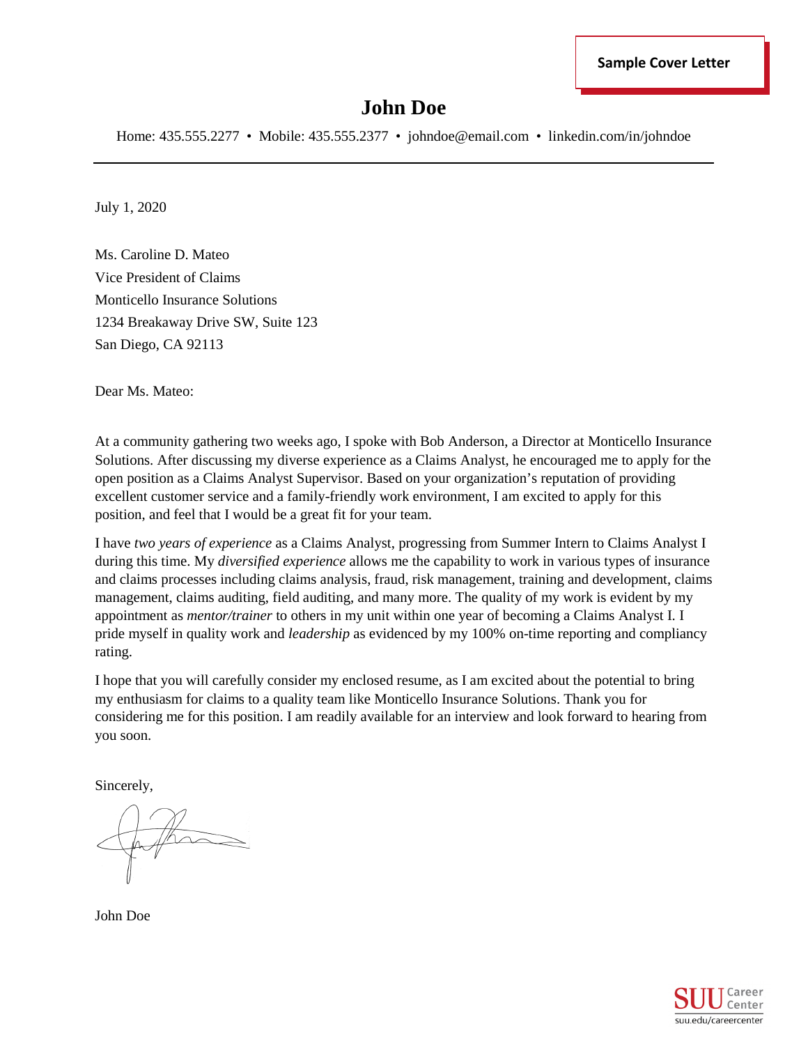**Sample Cover Letter**

# John Doe

Home: 435.555.2277 • Mobile: 435.555.2377 • johndoe@email.com • linkedin.com/in/johndoe

---

July 1, 2020

Ms. Caroline D. Mateo
Vice President of Claims
Monticello Insurance Solutions
1234 Breakaway Drive SW, Suite 123
San Diego, CA 92113

Dear Ms. Mateo:

At a community gathering two weeks ago, I spoke with Bob Anderson, a Director at Monticello Insurance Solutions. After discussing my diverse experience as a Claims Analyst, he encouraged me to apply for the open position as a Claims Analyst Supervisor. Based on your organization's reputation of providing excellent customer service and a family-friendly work environment, I am excited to apply for this position, and feel that I would be a great fit for your team.

I have *two years of experience* as a Claims Analyst, progressing from Summer Intern to Claims Analyst I during this time. My *diversified experience* allows me the capability to work in various types of insurance and claims processes including claims analysis, fraud, risk management, training and development, claims management, claims auditing, field auditing, and many more. The quality of my work is evident by my appointment as *mentor/trainer* to others in my unit within one year of becoming a Claims Analyst I. I pride myself in quality work and *leadership* as evidenced by my 100% on-time reporting and compliancy rating.

I hope that you will carefully consider my enclosed resume, as I am excited about the potential to bring my enthusiasm for claims to a quality team like Monticello Insurance Solutions. Thank you for considering me for this position. I am readily available for an interview and look forward to hearing from you soon.

Sincerely,

John Doe

SUU Career Center
suu.edu/careercenter